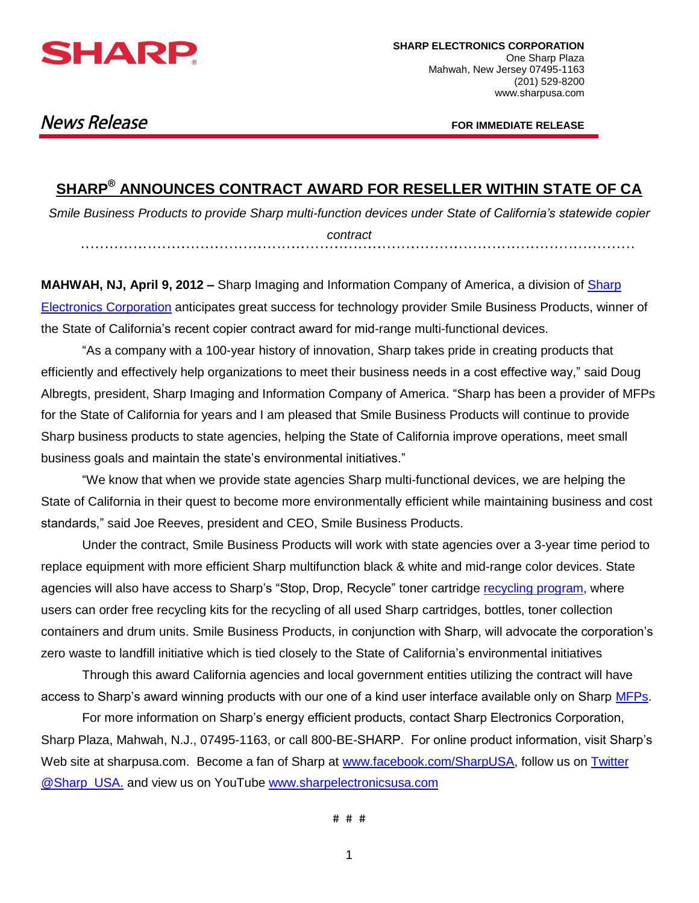**SHARP ELECTRONICS CORPORATION**
One Sharp Plaza
Mahwah, New Jersey 07495-1163
(201) 529-8200
www.sharpusa.com

*News Release*

**FOR IMMEDIATE RELEASE**

# SHARP® ANNOUNCES CONTRACT AWARD FOR RESELLER WITHIN STATE OF CA

*Smile Business Products to provide Sharp multi-function devices under State of California's statewide copier contract*

**MAHWAH, NJ, April 9, 2012 –** Sharp Imaging and Information Company of America, a division of Sharp Electronics Corporation anticipates great success for technology provider Smile Business Products, winner of the State of California's recent copier contract award for mid-range multi-functional devices.

"As a company with a 100-year history of innovation, Sharp takes pride in creating products that efficiently and effectively help organizations to meet their business needs in a cost effective way," said Doug Albregts, president, Sharp Imaging and Information Company of America. "Sharp has been a provider of MFPs for the State of California for years and I am pleased that Smile Business Products will continue to provide Sharp business products to state agencies, helping the State of California improve operations, meet small business goals and maintain the state's environmental initiatives."

"We know that when we provide state agencies Sharp multi-functional devices, we are helping the State of California in their quest to become more environmentally efficient while maintaining business and cost standards," said Joe Reeves, president and CEO, Smile Business Products.

Under the contract, Smile Business Products will work with state agencies over a 3-year time period to replace equipment with more efficient Sharp multifunction black & white and mid-range color devices. State agencies will also have access to Sharp's "Stop, Drop, Recycle" toner cartridge recycling program, where users can order free recycling kits for the recycling of all used Sharp cartridges, bottles, toner collection containers and drum units. Smile Business Products, in conjunction with Sharp, will advocate the corporation's zero waste to landfill initiative which is tied closely to the State of California's environmental initiatives

Through this award California agencies and local government entities utilizing the contract will have access to Sharp's award winning products with our one of a kind user interface available only on Sharp MFPs.

For more information on Sharp's energy efficient products, contact Sharp Electronics Corporation, Sharp Plaza, Mahwah, N.J., 07495-1163, or call 800-BE-SHARP. For online product information, visit Sharp's Web site at sharpusa.com. Become a fan of Sharp at www.facebook.com/SharpUSA, follow us on Twitter @Sharp_USA. and view us on YouTube www.sharpelectronicsusa.com

# # #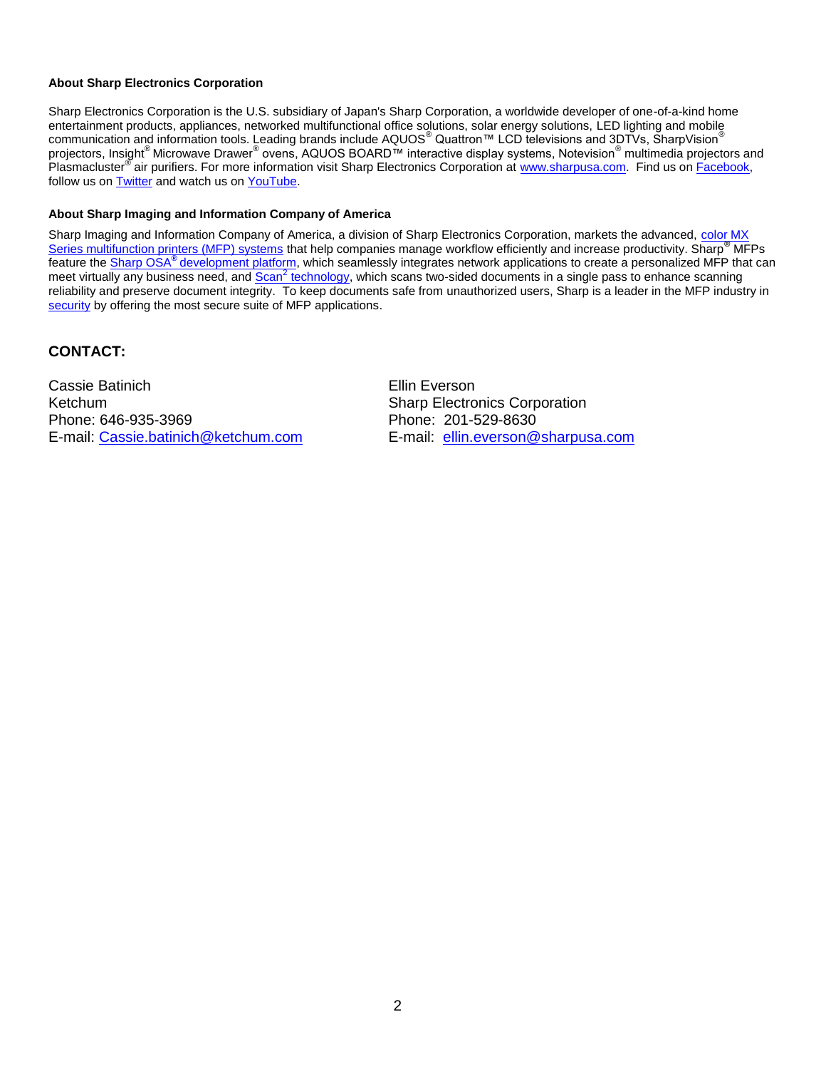**About Sharp Electronics Corporation**

Sharp Electronics Corporation is the U.S. subsidiary of Japan's Sharp Corporation, a worldwide developer of one-of-a-kind home entertainment products, appliances, networked multifunctional office solutions, solar energy solutions, LED lighting and mobile communication and information tools. Leading brands include AQUOS® Quattron™ LCD televisions and 3DTVs, SharpVision® projectors, Insight® Microwave Drawer® ovens, AQUOS BOARD™ interactive display systems, Notevision® multimedia projectors and Plasmacluster® air purifiers. For more information visit Sharp Electronics Corporation at www.sharpusa.com. Find us on Facebook, follow us on Twitter and watch us on YouTube.

**About Sharp Imaging and Information Company of America**

Sharp Imaging and Information Company of America, a division of Sharp Electronics Corporation, markets the advanced, color MX Series multifunction printers (MFP) systems that help companies manage workflow efficiently and increase productivity. Sharp® MFPs feature the Sharp OSA® development platform, which seamlessly integrates network applications to create a personalized MFP that can meet virtually any business need, and Scan² technology, which scans two-sided documents in a single pass to enhance scanning reliability and preserve document integrity. To keep documents safe from unauthorized users, Sharp is a leader in the MFP industry in security by offering the most secure suite of MFP applications.

## CONTACT:

Cassie Batinich
Ketchum
Phone: 646-935-3969
E-mail: Cassie.batinich@ketchum.com

Ellin Everson
Sharp Electronics Corporation
Phone: 201-529-8630
E-mail: ellin.everson@sharpusa.com